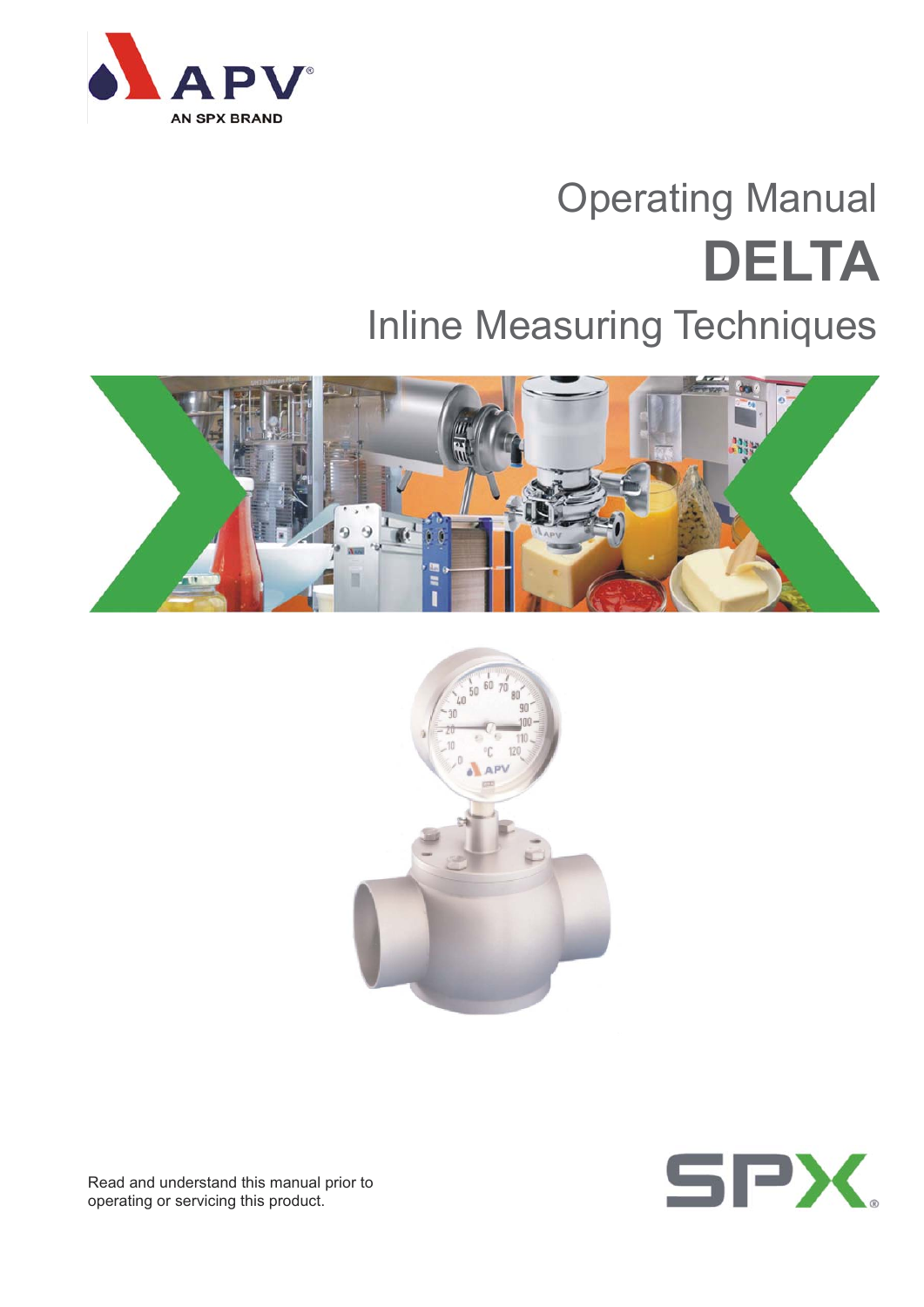APV

AN SPX BRAND

# Operating Manual

# DELTA

## Inline Measuring Techniques

Read and understand this manual prior to operating or servicing this product.

SPX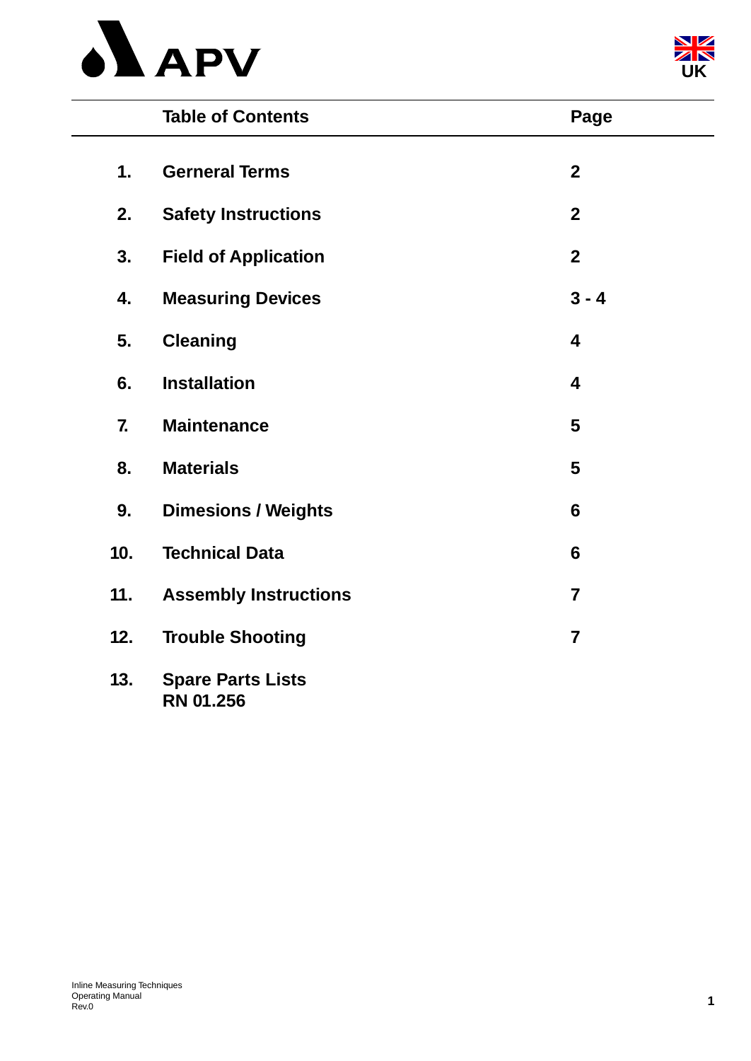| | Table of Contents | Page |
|---|---|---|
| 1. | **Gerneral Terms** | **2** |
| 2. | **Safety Instructions** | **2** |
| 3. | **Field of Application** | **2** |
| 4. | **Measuring Devices** | **3 - 4** |
| 5. | **Cleaning** | **4** |
| 6. | **Installation** | **4** |
| 7. | **Maintenance** | **5** |
| 8. | **Materials** | **5** |
| 9. | **Dimesions / Weights** | **6** |
| 10. | **Technical Data** | **6** |
| 11. | **Assembly Instructions** | **7** |
| 12. | **Trouble Shooting** | **7** |
| 13. | **Spare Parts Lists RN 01.256** | |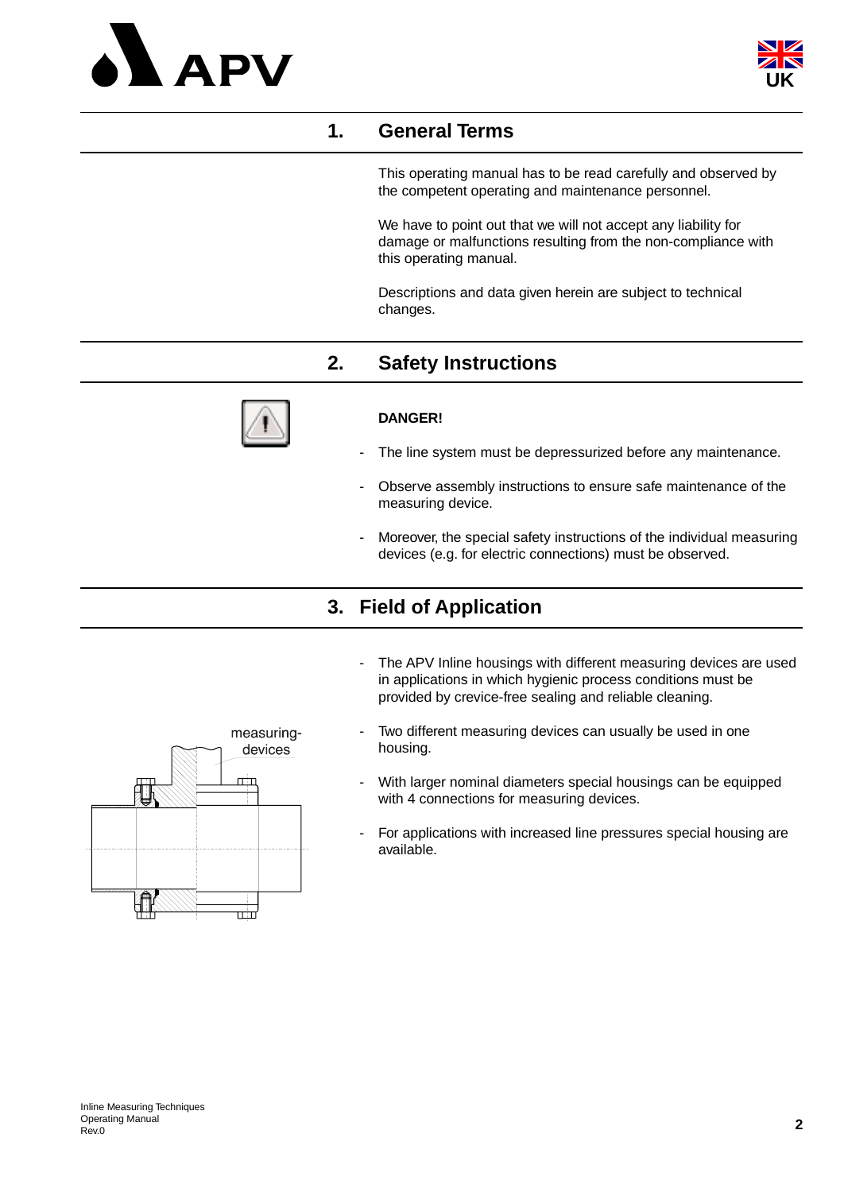## 1. General Terms

This operating manual has to be read carefully and observed by the competent operating and maintenance personnel.

We have to point out that we will not accept any liability for damage or malfunctions resulting from the non-compliance with this operating manual.

Descriptions and data given herein are subject to technical changes.

## 2. Safety Instructions

**DANGER!**

- The line system must be depressurized before any maintenance.
- Observe assembly instructions to ensure safe maintenance of the measuring device.
- Moreover, the special safety instructions of the individual measuring devices (e.g. for electric connections) must be observed.

## 3. Field of Application

- The APV Inline housings with different measuring devices are used in applications in which hygienic process conditions must be provided by crevice-free sealing and reliable cleaning.
- Two different measuring devices can usually be used in one housing.
- With larger nominal diameters special housings can be equipped with 4 connections for measuring devices.
- For applications with increased line pressures special housing are available.

measuring-devices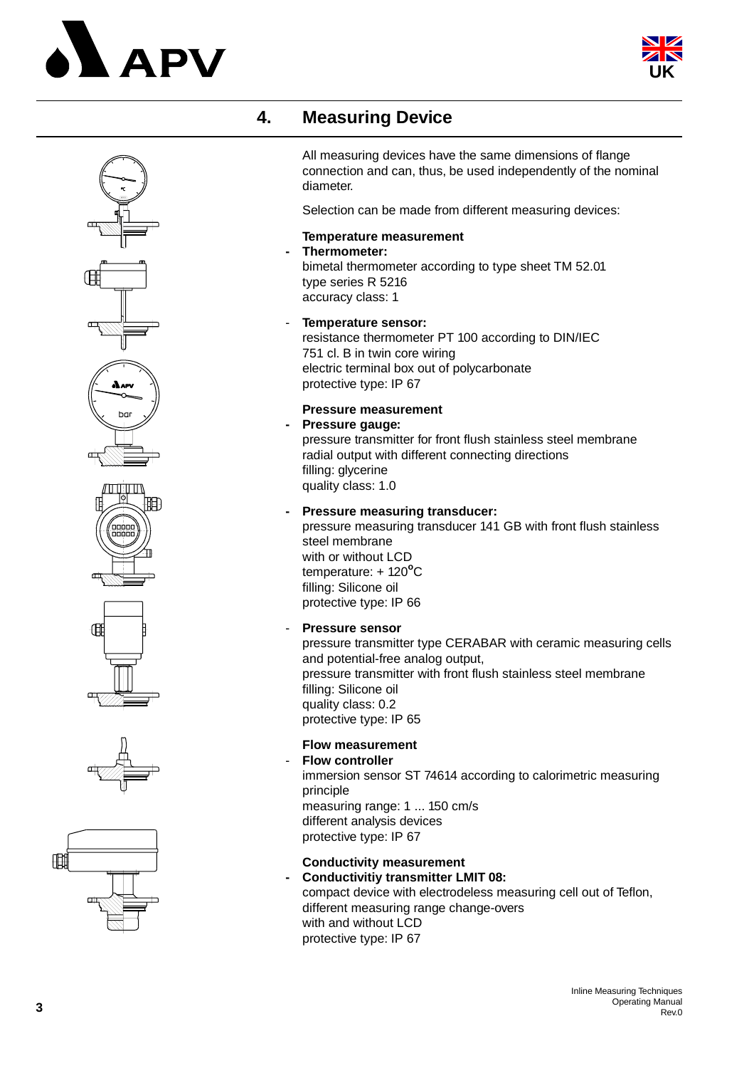# 4. Measuring Device

All measuring devices have the same dimensions of flange connection and can, thus, be used independently of the nominal diameter.

Selection can be made from different measuring devices:

**Temperature measurement**

- **Thermometer:**
  bimetal thermometer according to type sheet TM 52.01
  type series R 5216
  accuracy class: 1

- **Temperature sensor:**
  resistance thermometer PT 100 according to DIN/IEC 751 cl. B in twin core wiring
  electric terminal box out of polycarbonate
  protective type: IP 67

**Pressure measurement**

- **Pressure gauge:**
  pressure transmitter for front flush stainless steel membrane
  radial output with different connecting directions
  filling: glycerine
  quality class: 1.0

- **Pressure measuring transducer:**
  pressure measuring transducer 141 GB with front flush stainless steel membrane
  with or without LCD
  temperature: + 120°C
  filling: Silicone oil
  protective type: IP 66

- **Pressure sensor**
  pressure transmitter type CERABAR with ceramic measuring cells and potential-free analog output,
  pressure transmitter with front flush stainless steel membrane
  filling: Silicone oil
  quality class: 0.2
  protective type: IP 65

**Flow measurement**

- **Flow controller**
  immersion sensor ST 74614 according to calorimetric measuring principle
  measuring range: 1 ... 150 cm/s
  different analysis devices
  protective type: IP 67

**Conductivity measurement**

- **Conductivitiy transmitter LMIT 08:**
  compact device with electrodeless measuring cell out of Teflon,
  different measuring range change-overs
  with and without LCD
  protective type: IP 67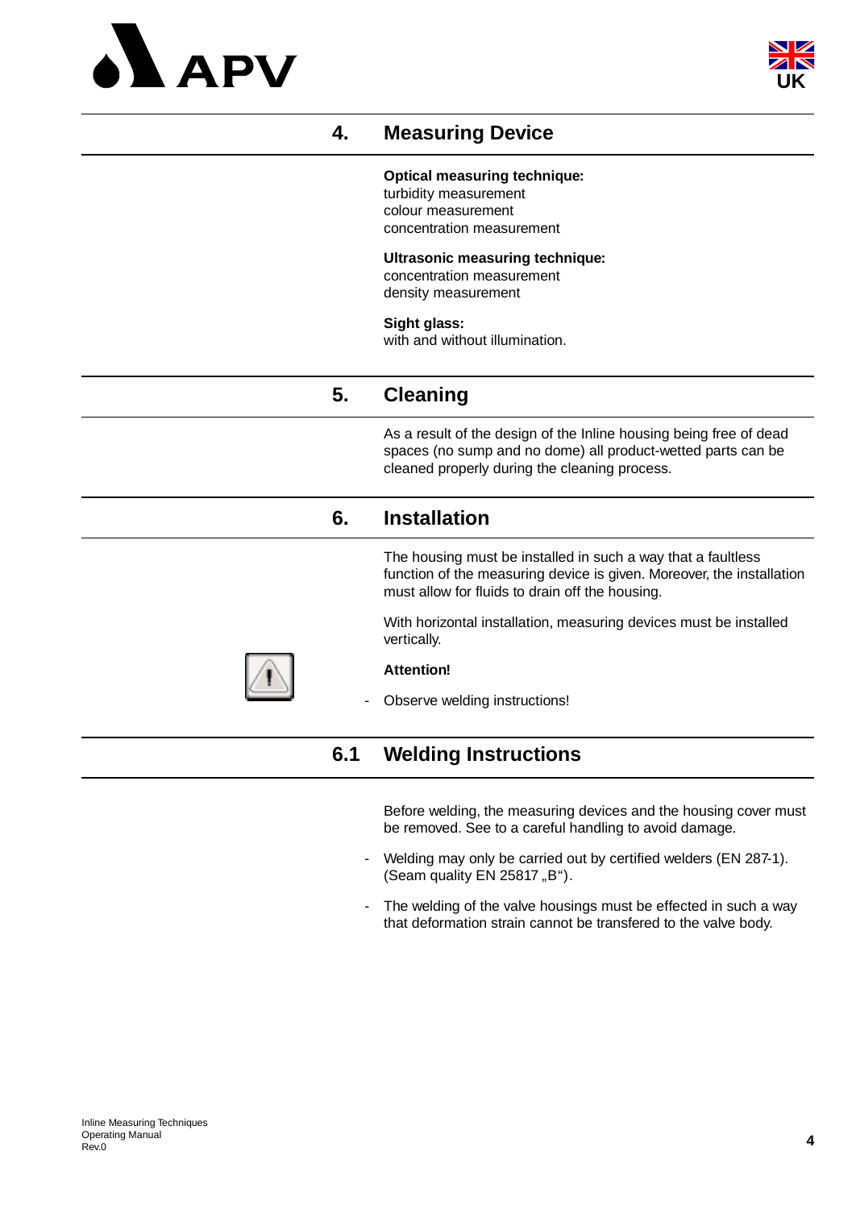## 4. Measuring Device

**Optical measuring technique:**
turbidity measurement
colour measurement
concentration measurement

**Ultrasonic measuring technique:**
concentration measurement
density measurement

**Sight glass:**
with and without illumination.

## 5. Cleaning

As a result of the design of the Inline housing being free of dead spaces (no sump and no dome) all product-wetted parts can be cleaned properly during the cleaning process.

## 6. Installation

The housing must be installed in such a way that a faultless function of the measuring device is given. Moreover, the installation must allow for fluids to drain off the housing.

With horizontal installation, measuring devices must be installed vertically.

**Attention!**

- Observe welding instructions!

### 6.1 Welding Instructions

Before welding, the measuring devices and the housing cover must be removed. See to a careful handling to avoid damage.

- Welding may only be carried out by certified welders (EN 287-1). (Seam quality EN 25817 „B“).
- The welding of the valve housings must be effected in such a way that deformation strain cannot be transfered to the valve body.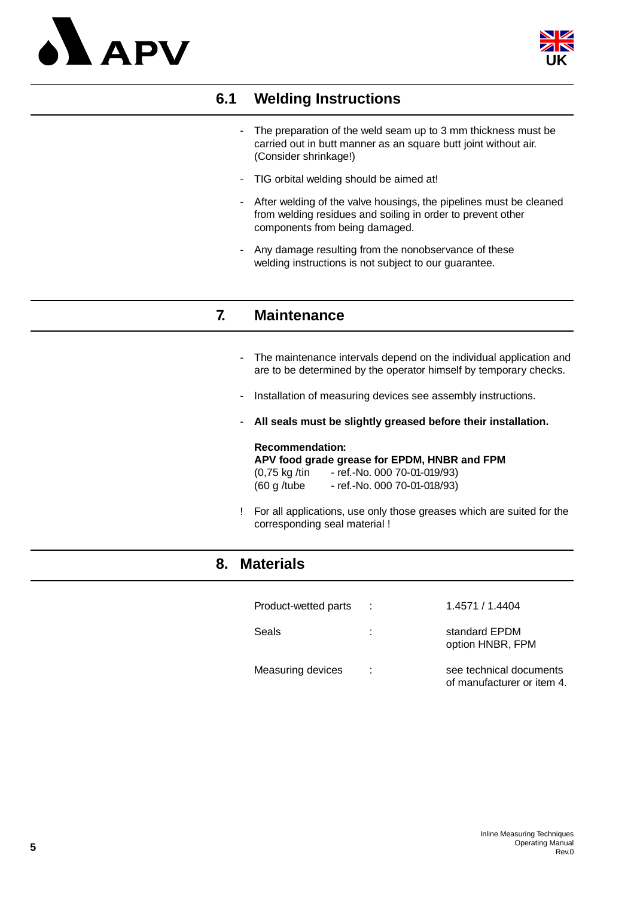## 6.1 Welding Instructions

- The preparation of the weld seam up to 3 mm thickness must be carried out in butt manner as an square butt joint without air. (Consider shrinkage!)
- TIG orbital welding should be aimed at!
- After welding of the valve housings, the pipelines must be cleaned from welding residues and soiling in order to prevent other components from being damaged.
- Any damage resulting from the nonobservance of these welding instructions is not subject to our guarantee.

# 7. Maintenance

- The maintenance intervals depend on the individual application and are to be determined by the operator himself by temporary checks.
- Installation of measuring devices see assembly instructions.
- **All seals must be slightly greased before their installation.**

**Recommendation:**
**APV food grade grease for EPDM, HNBR and FPM**
(0,75 kg /tin - ref.-No. 000 70-01-019/93)
(60 g /tube - ref.-No. 000 70-01-018/93)

! For all applications, use only those greases which are suited for the corresponding seal material !

# 8. Materials

| | | |
|---|---|---|
| Product-wetted parts | : | 1.4571 / 1.4404 |
| Seals | : | standard EPDM<br>option HNBR, FPM |
| Measuring devices | : | see technical documents of manufacturer or item 4. |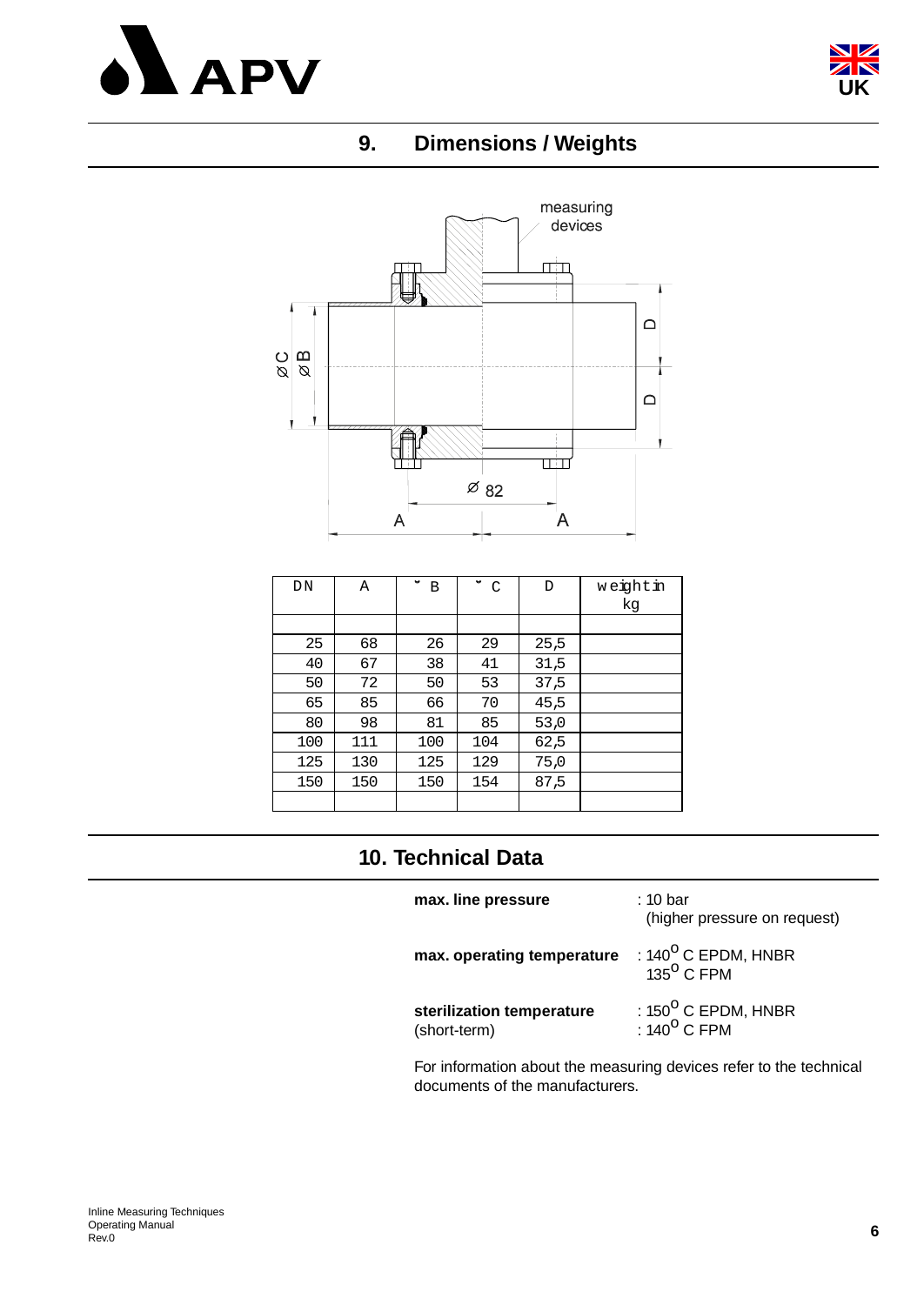## 9. Dimensions / Weights

| DN | A | Ø B | Ø C | D | weight in kg |
|---|---|---|---|---|---|
| | | | | | |
| 25 | 68 | 26 | 29 | 25,5 | |
| 40 | 67 | 38 | 41 | 31,5 | |
| 50 | 72 | 50 | 53 | 37,5 | |
| 65 | 85 | 66 | 70 | 45,5 | |
| 80 | 98 | 81 | 85 | 53,0 | |
| 100 | 111 | 100 | 104 | 62,5 | |
| 125 | 130 | 125 | 129 | 75,0 | |
| 150 | 150 | 150 | 154 | 87,5 | |
| | | | | | |

## 10. Technical Data

**max. line pressure** : 10 bar
(higher pressure on request)

**max. operating temperature** : 140° C EPDM, HNBR
135° C FPM

**sterilization temperature** (short-term) : 150° C EPDM, HNBR
: 140° C FPM

For information about the measuring devices refer to the technical documents of the manufacturers.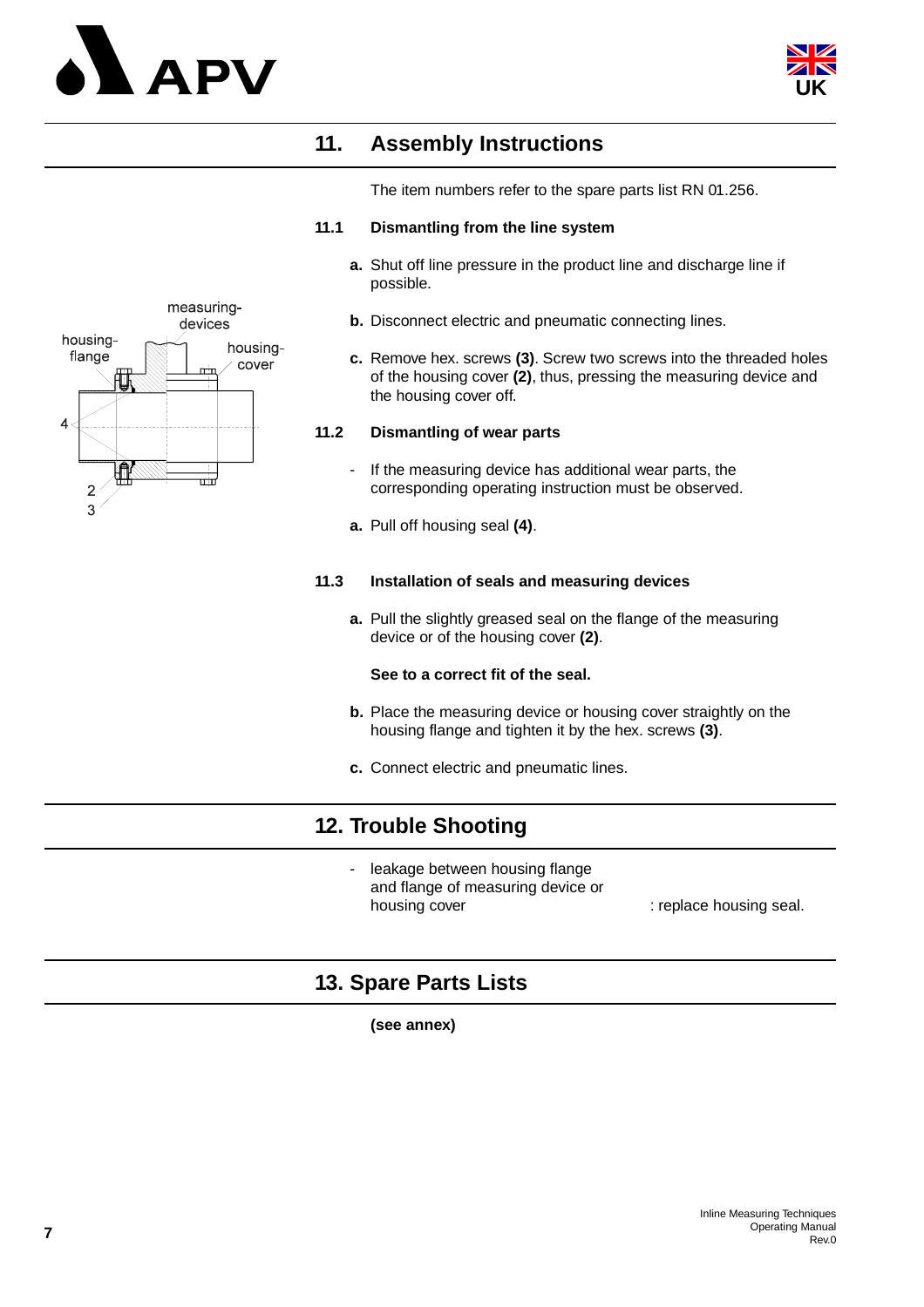## 11. Assembly Instructions

The item numbers refer to the spare parts list RN 01.256.

### 11.1 Dismantling from the line system

**a.** Shut off line pressure in the product line and discharge line if possible.

**b.** Disconnect electric and pneumatic connecting lines.

**c.** Remove hex. screws **(3)**. Screw two screws into the threaded holes of the housing cover **(2)**, thus, pressing the measuring device and the housing cover off.

measuring-devices

housing-flange

housing-cover

4

2

3

### 11.2 Dismantling of wear parts

- If the measuring device has additional wear parts, the corresponding operating instruction must be observed.

**a.** Pull off housing seal **(4)**.

### 11.3 Installation of seals and measuring devices

**a.** Pull the slightly greased seal on the flange of the measuring device or of the housing cover **(2)**.

**See to a correct fit of the seal.**

**b.** Place the measuring device or housing cover straightly on the housing flange and tighten it by the hex. screws **(3)**.

**c.** Connect electric and pneumatic lines.

## 12. Trouble Shooting

- leakage between housing flange and flange of measuring device or housing cover : replace housing seal.

## 13. Spare Parts Lists

**(see annex)**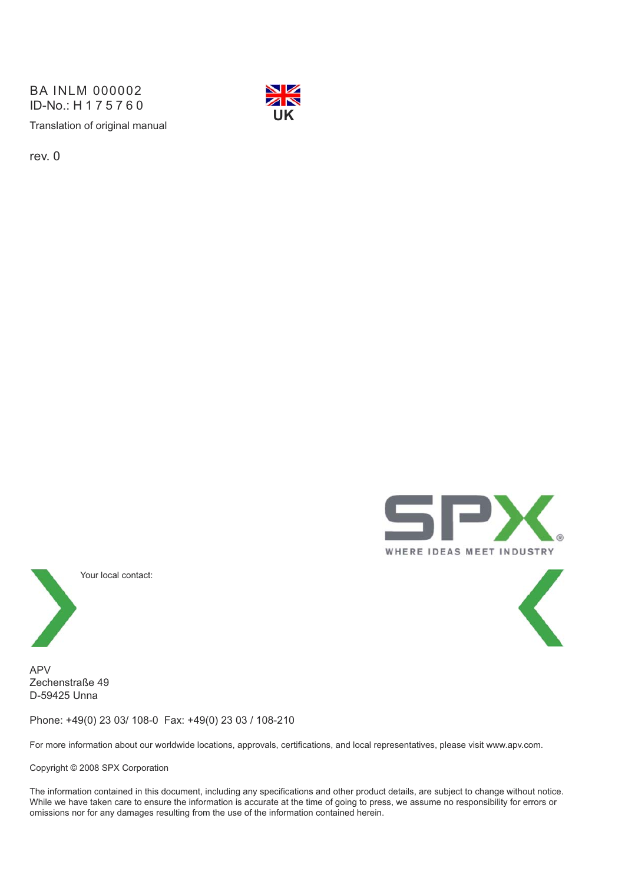BA INLM 000002
ID-No.: H 1 7 5 7 6 0

Translation of original manual

rev. 0

UK

WHERE IDEAS MEET INDUSTRY

Your local contact:

APV
Zechenstraße 49
D-59425 Unna

Phone: +49(0) 23 03/ 108-0 Fax: +49(0) 23 03 / 108-210

For more information about our worldwide locations, approvals, certifications, and local representatives, please visit www.apv.com.

Copyright © 2008 SPX Corporation

The information contained in this document, including any specifications and other product details, are subject to change without notice. While we have taken care to ensure the information is accurate at the time of going to press, we assume no responsibility for errors or omissions nor for any damages resulting from the use of the information contained herein.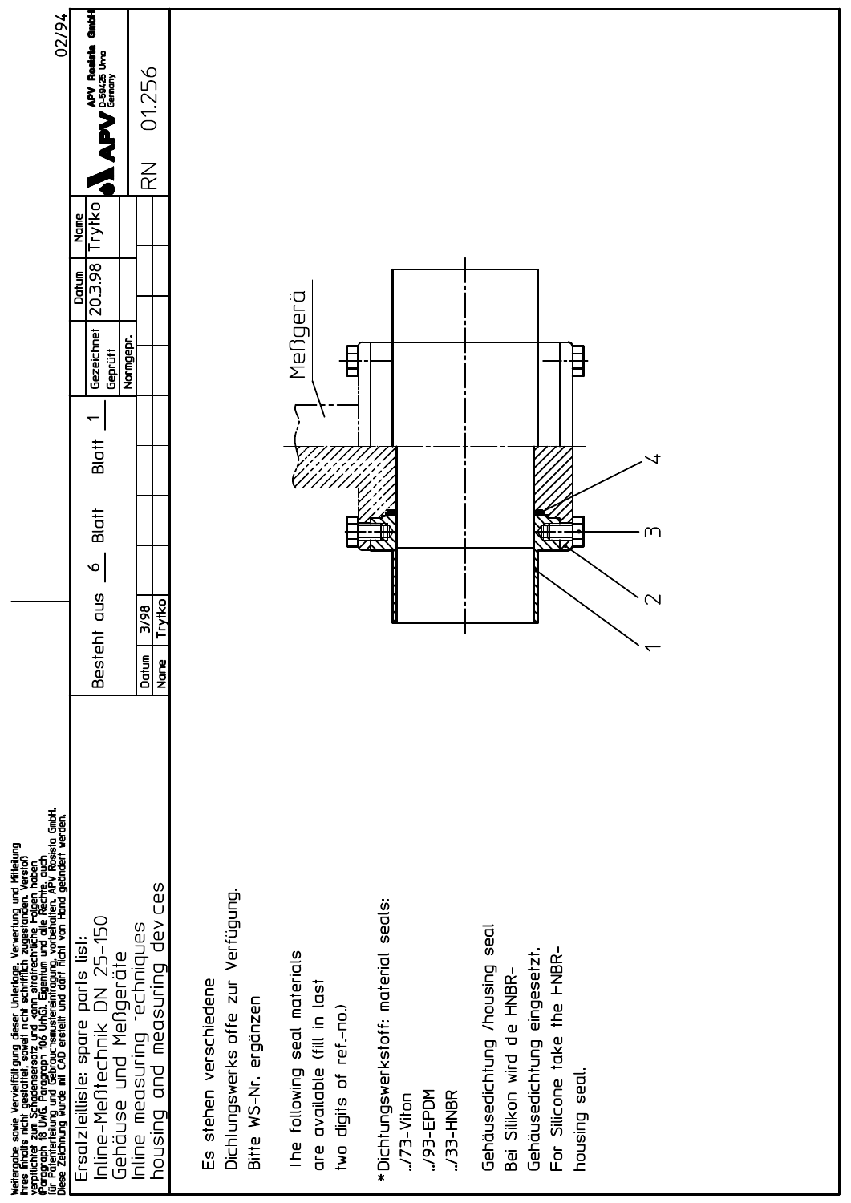Weitergabe sowie Vervielfältigung dieser Unterlage, Verwertung und Mitteilung ihres Inhalts nicht gestattet, soweit nicht schriftlich zugestanden. Verstoß verpflichtet zum Schadenersatz und kann strafrechtliche Folgen haben (Paragraph 18 UWG, Paragraph 106 UrhG). Eigentum und alle Rechte, auch für Patenterteilung und Gebrauchsmustereintragung, vorbehalten. APV Rosista GmbH. Diese Zeichnung wurde mit CAD erstellt und darf nicht von Hand geändert werden.

# Ersatzteilliste: spare parts list:

## Inline-Meßtechnik DN 25-150
## Gehäuse und Meßgeräte
## Inline measuring techniques
## housing and measuring devices

Besteht aus 6 Blatt — Blatt 1

| | Datum | Name |
|---|---|---|
| Gezeichnet | 20.3.98 | Trytko |
| Geprüft | | |
| Normgepr. | | |

| Datum | 3/98 |
|---|---|
| Name | Trytko |

APV Rosista GmbH, D-59425 Unna, Germany

RN 01.256

02/94

Meßgerät

1, 2, 3, 4

Es stehen verschiedene Dichtungswerkstoffe zur Verfügung. Bitte WS-Nr. ergänzen

The following seal materials are available (fill in last two digits of ref.-no.)

\* Dichtungswerkstoff: material seals:

- ../73-Viton
- ../93-EPDM
- ../33-HNBR

Gehäusedichtung /housing seal
Bei Silikon wird die HNBR-Gehäusedichtung eingesetzt.
For Silicone take the HNBR-housing seal.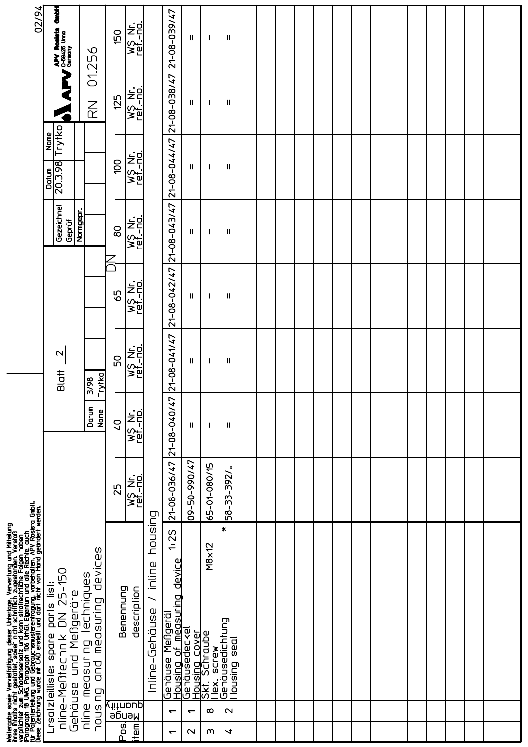Weitergabe sowie Vervielfältigung dieser Unterlage, Verwertung und Mitteilung ihres Inhalts nicht gestattet, soweit nicht schriftlich zugestanden. Verstoß verpflichtet zu Schadenersatz und kann strafrechtliche Folgen haben (Paragraph 18 UWG, Paragraph 106 UrhG). Eigentum und alle Rechte, auch für Patenterteilung und Gebrauchsmustereintragung, vorbehalten. APV Rosista GmbH. Diese Zeichnung wurde mit CAD erstellt und darf nicht von Hand geändert werden.

# Ersatzteilliste: spare parts list:

## Inline-Meßtechnik DN 25-150
## Gehäuse und Meßgeräte
## Inline measuring techniques
## housing and measuring devices

Blatt 2

| | Datum | Name |
|---|---|---|
| | 3/98 | Trytko |

| | Datum | Name |
|---|---|---|
| Gezeichnet | 20.3.98 | Trytko |
| Geprüft | | |
| Normgepr. | | |

APV Rosista GmbH, D-59425 Unna, Germany

RN 01.256

02/94

| Pos. item | Menge quantity | Benennung description | | DN 25 WS-Nr. ref.-no. | DN 40 WS-Nr. ref.-no. | DN 50 WS-Nr. ref.-no. | DN 65 WS-Nr. ref.-no. | DN 80 WS-Nr. ref.-no. | DN 100 WS-Nr. ref.-no. | DN 125 WS-Nr. ref.-no. | DN 150 WS-Nr. ref.-no. |
|---|---|---|---|---|---|---|---|---|---|---|---|
| | | Inline-Gehäuse / inline housing | | | | | | | | | |
| 1 | 1 | Gehäuse Meßgerät<br>Housing of measuring device | 1+2S | 21-08-036/47 | 21-08-040/47 | 21-08-041/47 | 21-08-042/47 | 21-08-043/47 | 21-08-044/47 | 21-08-038/47 | 21-08-039/47 |
| 2 | 1 | Gehäusedeckel<br>Housing cover | | 09-50-990/47 | = | = | = | = | = | = | = |
| 3 | 8 | Skt. Schraube<br>Hex. screw | M8x12 | 65-01-080/15 | = | = | = | = | = | = | = |
| 4 | 2 | Gehäusedichtung<br>Housing seal | * | 58-33-392/.. | = | = | = | = | = | = | = |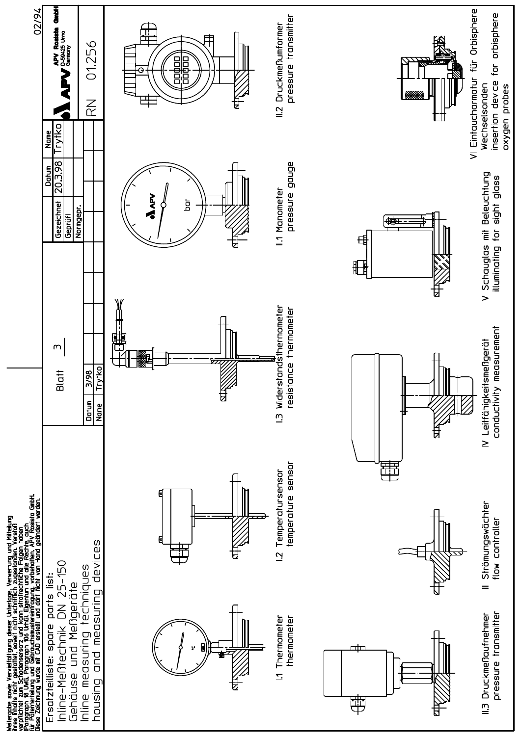Weitergabe sowie Vervielfältigung dieser Unterlage, Verwertung und Mitteilung ihres Inhalts nicht gestattet, soweit nicht schriftlich zugestanden. Verstoß verpflichtet zum Schadenersatz und kann strafrechtliche Folgen haben (Paragraph 18 UWG, Paragraph 106 UrhG). Eigentum und alle Rechte, auch für Patenterteilung und Gebrauchsmustereintragung, vorbehalten. APV Rosista GmbH. Diese Zeichnung wurde mit CAD erstellt und darf nicht von Hand geändert werden.

# Ersatzteilliste: spare parts list:

## Inline-Meßtechnik DN 25-150

## Gehäuse und Meßgeräte

## Inline measuring techniques

## housing and measuring devices

| Datum | 3/98 |
|---|---|
| Name | Trytko |

Blatt 3

| | Datum | Name |
|---|---|---|
| Gezeichnet | 20.3.98 | Trytko |
| Geprüft | | |
| Normgepr. | | |

APV Rosista GmbH, D-59425 Unna, Germany

RN 01.256

02/94

I.1 Thermometer / thermometer

I.2 Temperatursensor / temperature sensor

I.3 Widerstandsthermometer / resistance thermometer

II.1 Manometer / pressure gauge

II.2 Druckmeßumformer / pressure transmitter

II.3 Druckmeßaufnehmer / pressure transmitter

III Strömungswächter / flow controller

IV Leitfähigkeitsmeßgerät / conductivity measurement

V Schauglas mit Beleuchtung / illuminating for sight glass

VI Eintaucharmatur für Orbisphere Wechselsonden / insertion device for orbisphere oxygen probes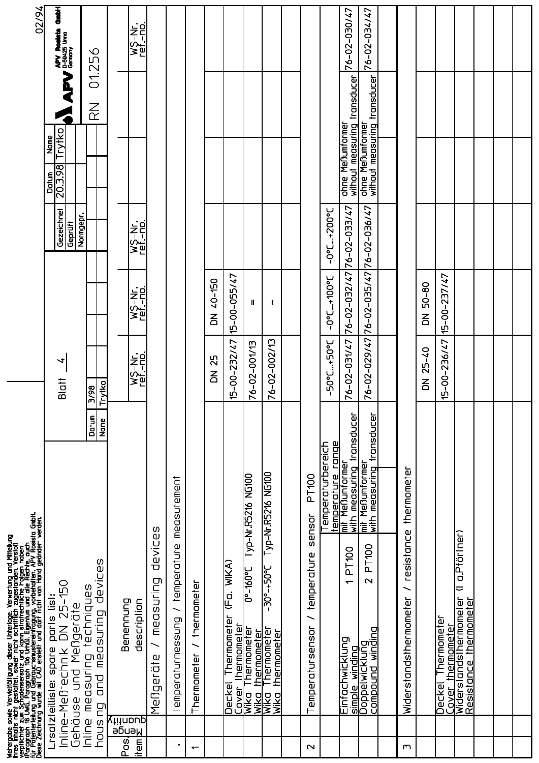Weitergabe sowie Vervielfältigung dieser Unterlage, Verwertung und Mitteilung ihres Inhalts nicht gestattet, soweit nicht schriftlich zugestanden. Verstoß verpflichtet zum Schadenersatz und kann strafrechtliche Folgen haben (Paragraph 18 UWG, Paragraph 106 UrhG). Eigentum und alle Rechte, auch für Patenterteilung und Gebrauchsmustereintragung, vorbehalten. APV Rosista GmbH. Diese Zeichnung wurde mit CAD erstellt und darf nicht von Hand geändert werden.

# Ersatzteilliste: spare parts list:

## Inline-Meßtechnik DN 25-150
## Gehäuse und Meßgeräte
## Inline measuring techniques
## housing and measuring devices

Blatt 4

| Datum | 3/98 |
|---|---|
| Name | Trytko |

| | Datum | Name |
|---|---|---|
| Gezeichnet | 20.3.98 | Trytko |
| Geprüft | | |
| Normgepr. | | |

APV Rosista GmbH, D-59425 Unna, Germany

RN 01.256

| Pos. item | Menge quantity | Benennung description | | WS-Nr. ref.-no. | WS-Nr. ref.-no. | WS-Nr. ref.-no. | | WS-Nr. ref.-no. |
|---|---|---|---|---|---|---|---|---|
| | | Meßgeräte / measuring devices | | | | | | |
| I. | | Temperaturmessung / temperature measurement | | | | | | |
| 1 | | Thermometer / thermometer | | | | | | |
| | | | | DN 25 | DN 40-150 | | | |
| | | Deckel Thermometer (Fa. WIKA) Cover thermometer | | 15-00-232/47 | 15-00-055/47 | | | |
| | | Wika Thermometer 0°-160°C Typ-Nr.R5216 NG100 wika thermometer | | 76-02-001/13 | " | | | |
| | | Wika Thermometer -30°-+50°C Typ-Nr.R5216 NG100 wika thermometer | | 76-02-002/13 | " | | | |
| 2 | | Temperatursensor / temperature sensor PT100 | | | | | | |
| | | | Temperaturbereich temperature range | -50°C...+50°C | -0°C...+100°C | -0°C...+200°C | | |
| | | Einfachwicklung simple winding 1 PT100 | mit Meßumformer with measuring transducer | 76-02-031/47 | 76-02-032/47 | 76-02-033/47 | ohne Meßumformer without measuring transducer | 76-02-030/47 |
| | | Doppelwicklung compound winding 2 PT100 | mit Meßumformer with measuring transducer | 76-02-029/47 | 76-02-035/47 | 76-02-036/47 | ohne Meßumformer without measuring transducer | 76-02-034/47 |
| 3 | | Widerstandsthermometer / resistance thermometer | | | | | | |
| | | | | DN 25-40 | DN 50-80 | | | |
| | | Deckel Thermometer Cover thermometer | | 15-00-236/47 | 15-00-237/47 | | | |
| | | Widerstandsthermometer (Fa.Pförtner) Resistance thermometer | | | | | | |

02/94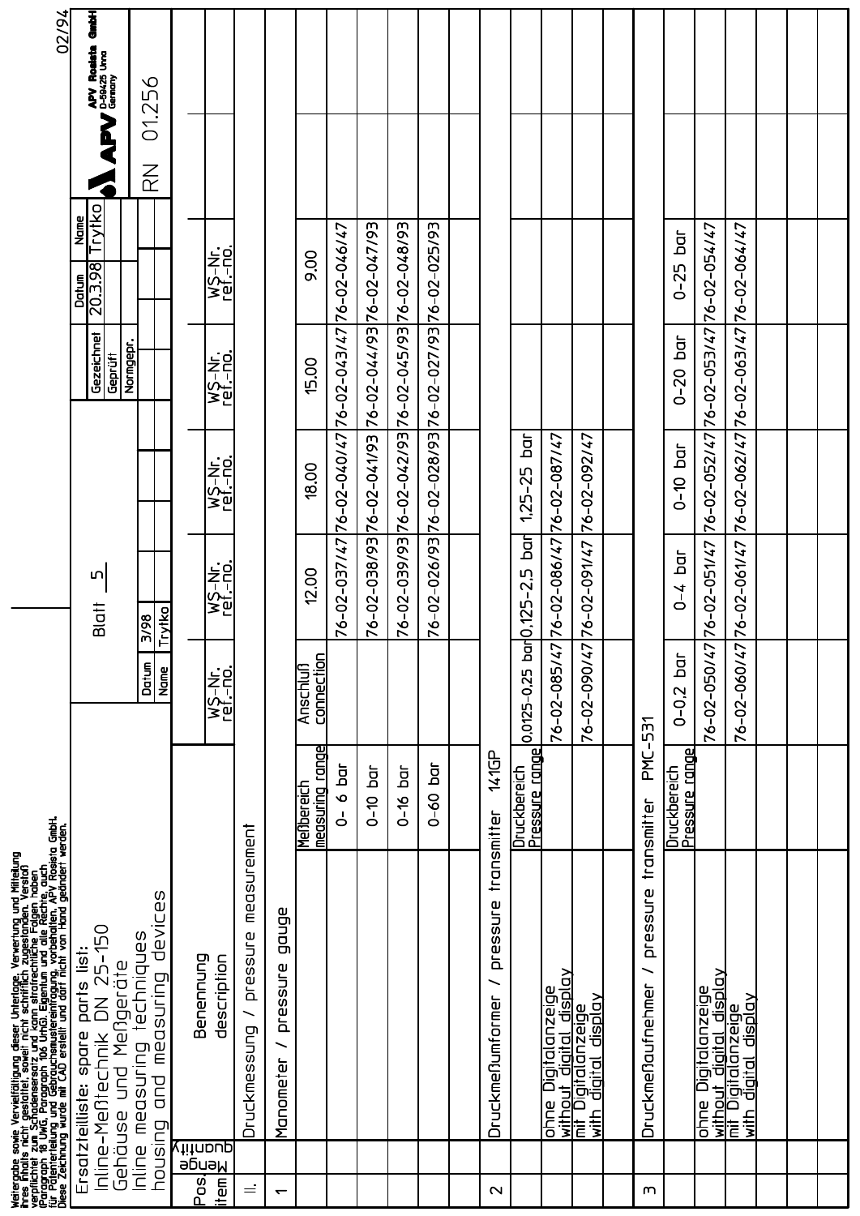Weitergabe sowie Vervielfältigung dieser Unterlage, Verwertung und Mitteilung ihres Inhalts nicht gestattet, soweit nicht schriftlich zugestanden. Verstoß verpflichtet zum Schadenersatz und kann strafrechtliche Folgen haben (Paragraph 18 UWG, Paragraph 106 UrhG). Eigentum und alle Rechte, auch für Patenterteilung und Gebrauchsmustereintragung, vorbehalten. APV Rosista GmbH. Diese Zeichnung wurde mit CAD erstellt und darf nicht von Hand geändert werden.

# Ersatzteilliste: spare parts list:

## Inline-Meßtechnik DN 25-150 Gehäuse und Meßgeräte

## Inline measuring techniques housing and measuring devices

Blatt 5

| | Datum | Name |
|---|---|---|
| Gezeichnet | 20.3.98 | Trytko |
| Geprüft | | |
| Normgepr. | | |
| Datum | 3/98 | |
| Name | Trytko | |

APV Rosista GmbH, D-59425 Unna, Germany

RN 01.256

02/94

| Pos. item | Menge quantity | Benennung description | | WS-Nr. ref.-no. | WS-Nr. ref.-no. | WS-Nr. ref.-no. | WS-Nr. ref.-no. | WS-Nr. ref.-no. |
|---|---|---|---|---|---|---|---|---|
| II. | | Druckmessung / pressure measurement | | | | | | |
| 1 | | Manometer / pressure gauge | | | | | | |
| | | | Meßbereich measuring range | Anschluß connection | 12.00 | 18.00 | 15.00 | 9.00 |
| | | | 0- 6 bar | | 76-02-037/47 | 76-02-040/47 | 76-02-043/47 | 76-02-046/47 |
| | | | 0-10 bar | | 76-02-038/93 | 76-02-041/93 | 76-02-044/93 | 76-02-047/93 |
| | | | 0-16 bar | | 76-02-039/93 | 76-02-042/93 | 76-02-045/93 | 76-02-048/93 |
| | | | 0-60 bar | | 76-02-026/93 | 76-02-028/93 | 76-02-027/93 | 76-02-025/93 |
| 2 | | Druckmeßumformer / pressure transmitter 141GP | | | | | | |
| | | | Druckbereich Pressure range | 0,0125-0,25 bar | 0,125-2,5 bar | 1,25-25 bar | | |
| | | ohne Digitalanzeige without digital display | | 76-02-085/47 | 76-02-086/47 | 76-02-087/47 | | |
| | | mit Digitalanzeige with digital display | | 76-02-090/47 | 76-02-091/47 | 76-02-092/47 | | |
| 3 | | Druckmeßaufnehmer / pressure transmitter PMC-531 | | | | | | |
| | | | Druckbereich Pressure range | 0-0,2 bar | 0-4 bar | 0-10 bar | 0-20 bar | 0-25 bar |
| | | ohne Digitalanzeige without digital display | | 76-02-050/47 | 76-02-051/47 | 76-02-052/47 | 76-02-053/47 | 76-02-054/47 |
| | | mit Digitalanzeige with digital display | | 76-02-060/47 | 76-02-061/47 | 76-02-062/47 | 76-02-063/47 | 76-02-064/47 |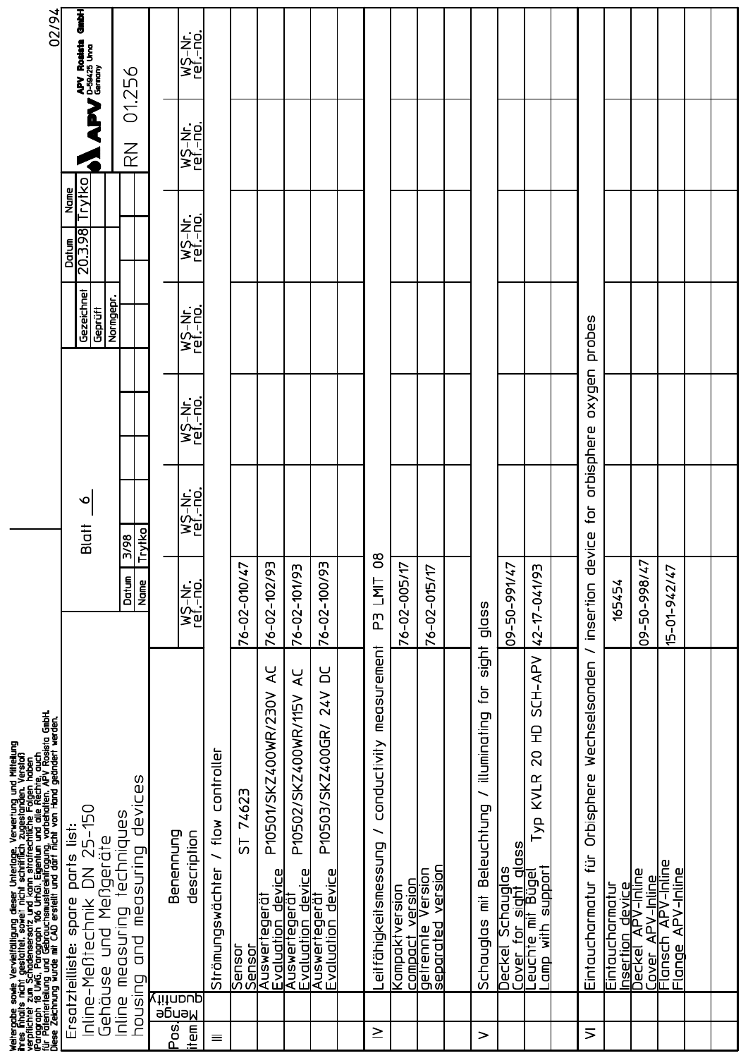Weitergabe sowie Vervielfältigung dieser Unterlage, Verwertung und Mitteilung ihres Inhalts nicht gestattet, soweit nicht schriftlich zugestanden. Verstoß verpflichtet zu Schadenersatz und kann strafrechtliche Folgen haben (Paragraph 18 UWG, Paragraph 106 UrhG). Eigentum und alle Rechte, auch für Patenterteilung und Gebrauchsmustereintragung, vorbehalten. APV Rosista GmbH. Diese Zeichnung wurde mit CAD erstellt und darf nicht von Hand geändert werden.

Ersatzteilliste: spare parts list:
Inline-Meßtechnik DN 25-150
Gehäuse und Meßgeräte
Inline measuring techniques
housing and measuring devices

Blatt 6

| | Datum | Name |
|---|---|---|
| | 3/98 | Trytko |

| | Datum | Name |
|---|---|---|
| Gezeichnet | 20.3.98 | Trytko |
| Geprüft | | |
| Normgepr. | | |

APV Rosista GmbH, D-59425 Unna, Germany

RN 01.256

02/94

| Pos. item | Menge quantity | Benennung description | WS-Nr. ref.-no. | WS-Nr. ref.-no. | WS-Nr. ref.-no. | WS-Nr. ref.-no. | WS-Nr. ref.-no. | WS-Nr. ref.-no. | WS-Nr. ref.-no. |
|---|---|---|---|---|---|---|---|---|---|
| III | | Strömungswächter / flow controller | | | | | | | |
| | | Sensor / Sensor ST 74623 | 76-02-010/47 | | | | | | |
| | | Auswertegerät / Evaluation device P10501/SKZ400WR/230V AC | 76-02-102/93 | | | | | | |
| | | Auswertegerät / Evaluation device P10502/SKZ400WR/115V AC | 76-02-101/93 | | | | | | |
| | | Auswertegerät / Evaluation device P10503/SKZ400GR/ 24V DC | 76-02-100/93 | | | | | | |
| | | | | | | | | | |
| IV | | Leitfähigkeitsmessung / conductivity measurement | P3 LMIT 08 | | | | | | |
| | | Kompaktversion / compact version | 76-02-005/17 | | | | | | |
| | | getrennte Version / separated version | 76-02-015/17 | | | | | | |
| | | | | | | | | | |
| V | | Schauglas mit Beleuchtung / illuminating for sight glass | | | | | | | |
| | | Deckel Schauglas / Cover for sight glass | 09-50-991/47 | | | | | | |
| | | Leuchte mit Bügel / Lamp with support Typ KVLR 20 HD SCH-APV | 42-17-041/93 | | | | | | |
| | | | | | | | | | |
| VI | | Eintaucharmatur für Orbisphere Wechselsonden / insertion device for orbisphere oxygen probes | | | | | | | |
| | | Eintaucharmatur / insertion device | 165454 | | | | | | |
| | | Deckel APV-Inline / Cover APV-Inline | 09-50-998/47 | | | | | | |
| | | Flansch APV-Inline / Flange APV-Inline | 15-01-942/47 | | | | | | |
| | | | | | | | | | |
| | | | | | | | | | |